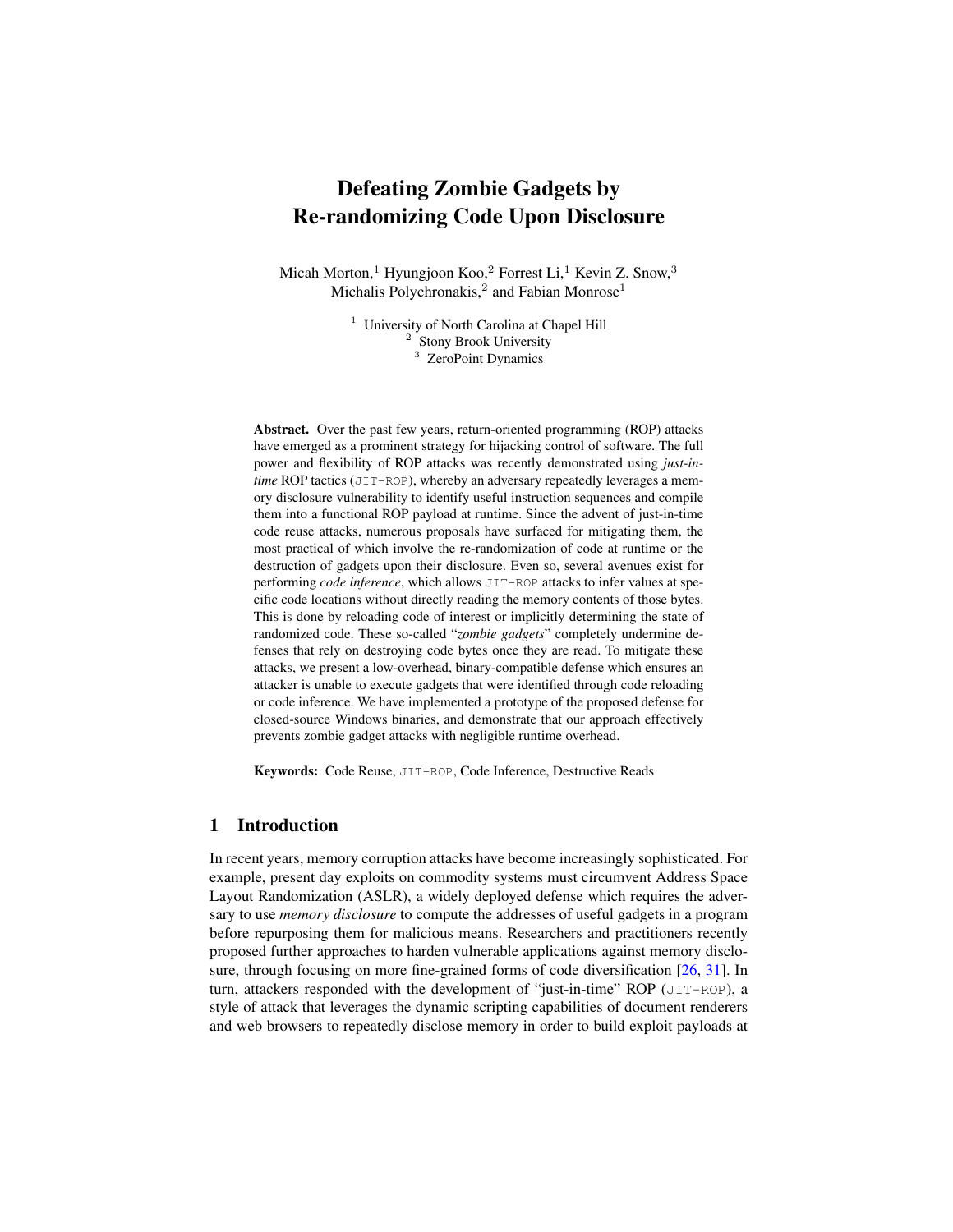# Defeating Zombie Gadgets by Re-randomizing Code Upon Disclosure

Micah Morton,[1] Hyungjoon Koo,[2] Forrest Li,[1] Kevin Z. Snow,[3] Michalis Polychronakis,[2] and Fabian Monrose[1]

[1] University of North Carolina at Chapel Hill
[2] Stony Brook University
[3] ZeroPoint Dynamics

**Abstract.** Over the past few years, return-oriented programming (ROP) attacks have emerged as a prominent strategy for hijacking control of software. The full power and flexibility of ROP attacks was recently demonstrated using *just-in-time* ROP tactics (JIT-ROP), whereby an adversary repeatedly leverages a memory disclosure vulnerability to identify useful instruction sequences and compile them into a functional ROP payload at runtime. Since the advent of just-in-time code reuse attacks, numerous proposals have surfaced for mitigating them, the most practical of which involve the re-randomization of code at runtime or the destruction of gadgets upon their disclosure. Even so, several avenues exist for performing *code inference*, which allows JIT-ROP attacks to infer values at specific code locations without directly reading the memory contents of those bytes. This is done by reloading code of interest or implicitly determining the state of randomized code. These so-called "*zombie gadgets*" completely undermine defenses that rely on destroying code bytes once they are read. To mitigate these attacks, we present a low-overhead, binary-compatible defense which ensures an attacker is unable to execute gadgets that were identified through code reloading or code inference. We have implemented a prototype of the proposed defense for closed-source Windows binaries, and demonstrate that our approach effectively prevents zombie gadget attacks with negligible runtime overhead.

**Keywords:** Code Reuse, JIT-ROP, Code Inference, Destructive Reads

## 1 Introduction

In recent years, memory corruption attacks have become increasingly sophisticated. For example, present day exploits on commodity systems must circumvent Address Space Layout Randomization (ASLR), a widely deployed defense which requires the adversary to use *memory disclosure* to compute the addresses of useful gadgets in a program before repurposing them for malicious means. Researchers and practitioners recently proposed further approaches to harden vulnerable applications against memory disclosure, through focusing on more fine-grained forms of code diversification [26, 31]. In turn, attackers responded with the development of "just-in-time" ROP (JIT-ROP), a style of attack that leverages the dynamic scripting capabilities of document renderers and web browsers to repeatedly disclose memory in order to build exploit payloads at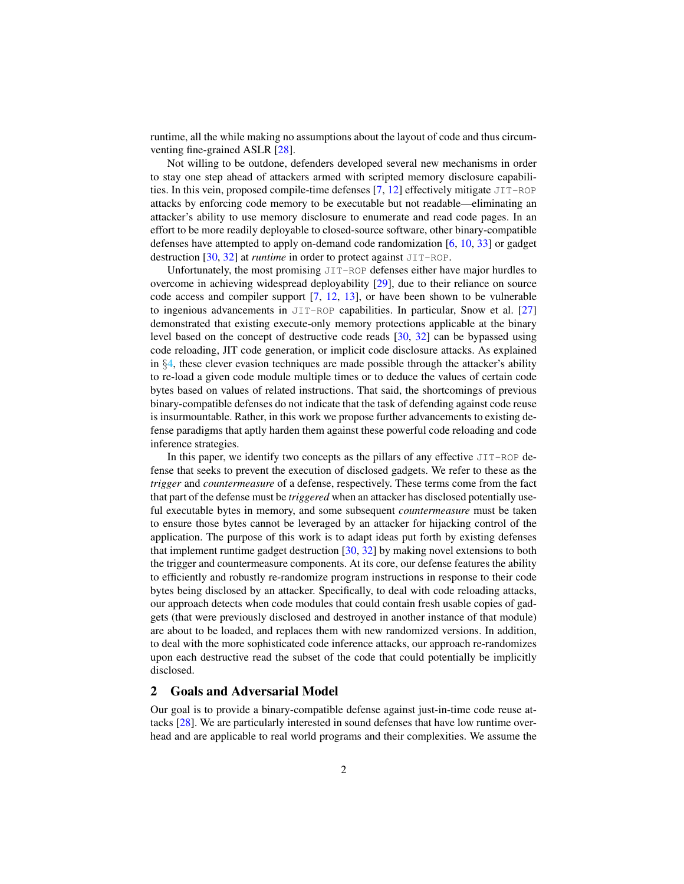runtime, all the while making no assumptions about the layout of code and thus circumventing fine-grained ASLR [28].

Not willing to be outdone, defenders developed several new mechanisms in order to stay one step ahead of attackers armed with scripted memory disclosure capabilities. In this vein, proposed compile-time defenses [7, 12] effectively mitigate `JIT-ROP` attacks by enforcing code memory to be executable but not readable—eliminating an attacker's ability to use memory disclosure to enumerate and read code pages. In an effort to be more readily deployable to closed-source software, other binary-compatible defenses have attempted to apply on-demand code randomization [6, 10, 33] or gadget destruction [30, 32] at *runtime* in order to protect against `JIT-ROP`.

Unfortunately, the most promising `JIT-ROP` defenses either have major hurdles to overcome in achieving widespread deployability [29], due to their reliance on source code access and compiler support [7, 12, 13], or have been shown to be vulnerable to ingenious advancements in `JIT-ROP` capabilities. In particular, Snow et al. [27] demonstrated that existing execute-only memory protections applicable at the binary level based on the concept of destructive code reads [30, 32] can be bypassed using code reloading, JIT code generation, or implicit code disclosure attacks. As explained in §4, these clever evasion techniques are made possible through the attacker's ability to re-load a given code module multiple times or to deduce the values of certain code bytes based on values of related instructions. That said, the shortcomings of previous binary-compatible defenses do not indicate that the task of defending against code reuse is insurmountable. Rather, in this work we propose further advancements to existing defense paradigms that aptly harden them against these powerful code reloading and code inference strategies.

In this paper, we identify two concepts as the pillars of any effective `JIT-ROP` defense that seeks to prevent the execution of disclosed gadgets. We refer to these as the *trigger* and *countermeasure* of a defense, respectively. These terms come from the fact that part of the defense must be *triggered* when an attacker has disclosed potentially useful executable bytes in memory, and some subsequent *countermeasure* must be taken to ensure those bytes cannot be leveraged by an attacker for hijacking control of the application. The purpose of this work is to adapt ideas put forth by existing defenses that implement runtime gadget destruction [30, 32] by making novel extensions to both the trigger and countermeasure components. At its core, our defense features the ability to efficiently and robustly re-randomize program instructions in response to their code bytes being disclosed by an attacker. Specifically, to deal with code reloading attacks, our approach detects when code modules that could contain fresh usable copies of gadgets (that were previously disclosed and destroyed in another instance of that module) are about to be loaded, and replaces them with new randomized versions. In addition, to deal with the more sophisticated code inference attacks, our approach re-randomizes upon each destructive read the subset of the code that could potentially be implicitly disclosed.

## 2 Goals and Adversarial Model

Our goal is to provide a binary-compatible defense against just-in-time code reuse attacks [28]. We are particularly interested in sound defenses that have low runtime overhead and are applicable to real world programs and their complexities. We assume the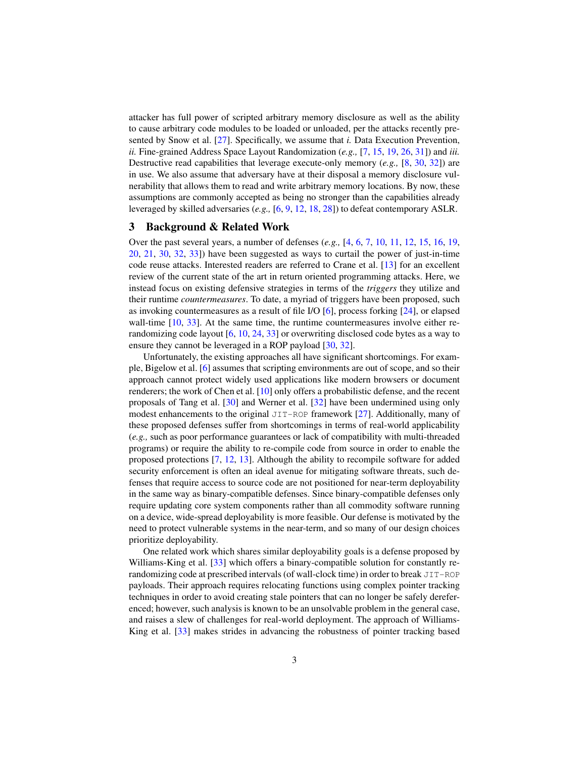attacker has full power of scripted arbitrary memory disclosure as well as the ability to cause arbitrary code modules to be loaded or unloaded, per the attacks recently presented by Snow et al. [27]. Specifically, we assume that *i.* Data Execution Prevention, *ii.* Fine-grained Address Space Layout Randomization (*e.g.,* [7, 15, 19, 26, 31]) and *iii.* Destructive read capabilities that leverage execute-only memory (*e.g.,* [8, 30, 32]) are in use. We also assume that adversary have at their disposal a memory disclosure vulnerability that allows them to read and write arbitrary memory locations. By now, these assumptions are commonly accepted as being no stronger than the capabilities already leveraged by skilled adversaries (*e.g.,* [6, 9, 12, 18, 28]) to defeat contemporary ASLR.

## 3 Background & Related Work

Over the past several years, a number of defenses (*e.g.,* [4, 6, 7, 10, 11, 12, 15, 16, 19, 20, 21, 30, 32, 33]) have been suggested as ways to curtail the power of just-in-time code reuse attacks. Interested readers are referred to Crane et al. [13] for an excellent review of the current state of the art in return oriented programming attacks. Here, we instead focus on existing defensive strategies in terms of the *triggers* they utilize and their runtime *countermeasures*. To date, a myriad of triggers have been proposed, such as invoking countermeasures as a result of file I/O [6], process forking [24], or elapsed wall-time [10, 33]. At the same time, the runtime countermeasures involve either re-randomizing code layout [6, 10, 24, 33] or overwriting disclosed code bytes as a way to ensure they cannot be leveraged in a ROP payload [30, 32].

Unfortunately, the existing approaches all have significant shortcomings. For example, Bigelow et al. [6] assumes that scripting environments are out of scope, and so their approach cannot protect widely used applications like modern browsers or document renderers; the work of Chen et al. [10] only offers a probabilistic defense, and the recent proposals of Tang et al. [30] and Werner et al. [32] have been undermined using only modest enhancements to the original `JIT-ROP` framework [27]. Additionally, many of these proposed defenses suffer from shortcomings in terms of real-world applicability (*e.g.,* such as poor performance guarantees or lack of compatibility with multi-threaded programs) or require the ability to re-compile code from source in order to enable the proposed protections [7, 12, 13]. Although the ability to recompile software for added security enforcement is often an ideal avenue for mitigating software threats, such defenses that require access to source code are not positioned for near-term deployability in the same way as binary-compatible defenses. Since binary-compatible defenses only require updating core system components rather than all commodity software running on a device, wide-spread deployability is more feasible. Our defense is motivated by the need to protect vulnerable systems in the near-term, and so many of our design choices prioritize deployability.

One related work which shares similar deployability goals is a defense proposed by Williams-King et al. [33] which offers a binary-compatible solution for constantly re-randomizing code at prescribed intervals (of wall-clock time) in order to break `JIT-ROP` payloads. Their approach requires relocating functions using complex pointer tracking techniques in order to avoid creating stale pointers that can no longer be safely dereferenced; however, such analysis is known to be an unsolvable problem in the general case, and raises a slew of challenges for real-world deployment. The approach of Williams-King et al. [33] makes strides in advancing the robustness of pointer tracking based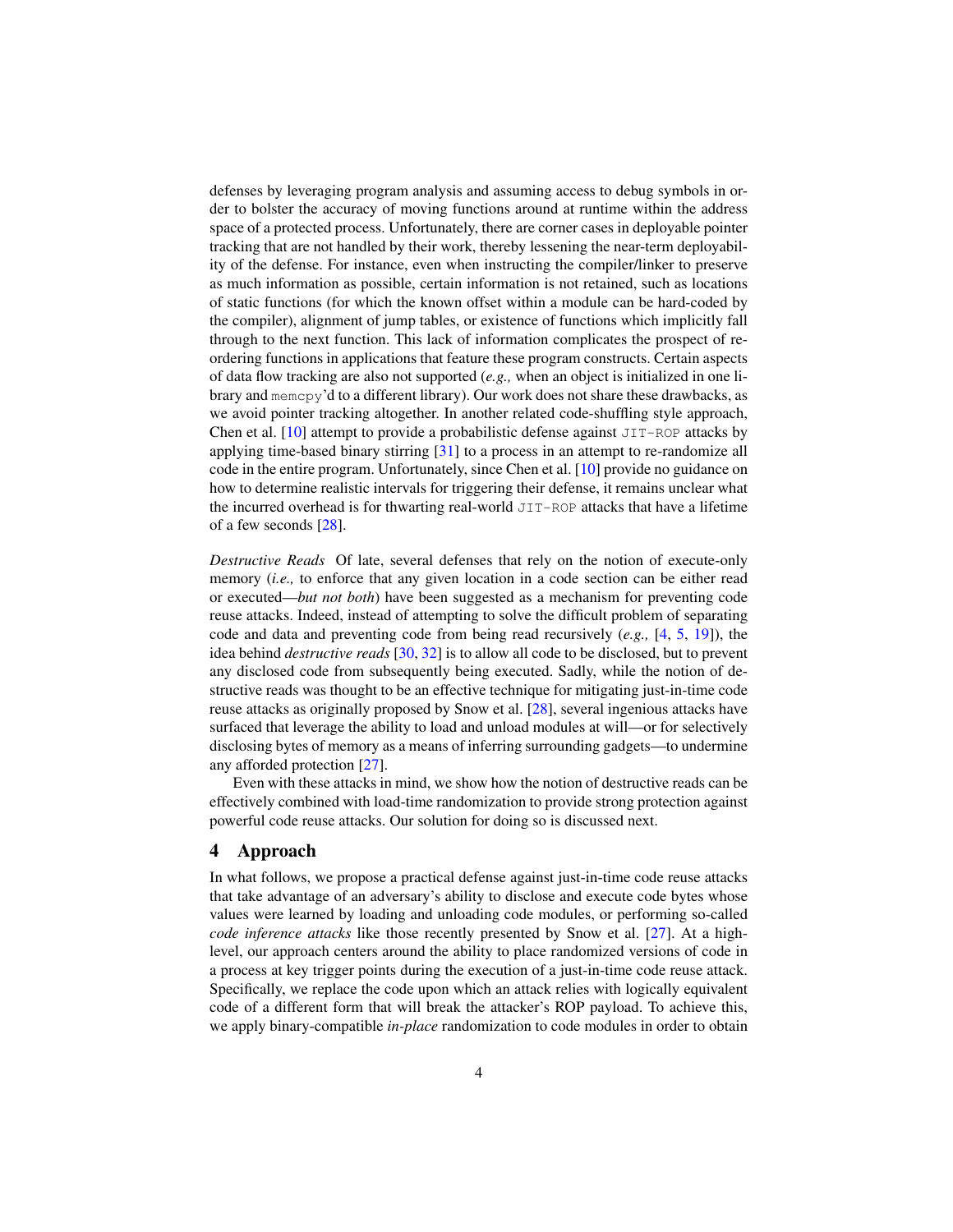defenses by leveraging program analysis and assuming access to debug symbols in order to bolster the accuracy of moving functions around at runtime within the address space of a protected process. Unfortunately, there are corner cases in deployable pointer tracking that are not handled by their work, thereby lessening the near-term deployability of the defense. For instance, even when instructing the compiler/linker to preserve as much information as possible, certain information is not retained, such as locations of static functions (for which the known offset within a module can be hard-coded by the compiler), alignment of jump tables, or existence of functions which implicitly fall through to the next function. This lack of information complicates the prospect of reordering functions in applications that feature these program constructs. Certain aspects of data flow tracking are also not supported (*e.g.,* when an object is initialized in one library and `memcpy`'d to a different library). Our work does not share these drawbacks, as we avoid pointer tracking altogether. In another related code-shuffling style approach, Chen et al. [10] attempt to provide a probabilistic defense against `JIT-ROP` attacks by applying time-based binary stirring [31] to a process in an attempt to re-randomize all code in the entire program. Unfortunately, since Chen et al. [10] provide no guidance on how to determine realistic intervals for triggering their defense, it remains unclear what the incurred overhead is for thwarting real-world `JIT-ROP` attacks that have a lifetime of a few seconds [28].

*Destructive Reads* Of late, several defenses that rely on the notion of execute-only memory (*i.e.,* to enforce that any given location in a code section can be either read or executed—*but not both*) have been suggested as a mechanism for preventing code reuse attacks. Indeed, instead of attempting to solve the difficult problem of separating code and data and preventing code from being read recursively (*e.g.,* [4, 5, 19]), the idea behind *destructive reads* [30, 32] is to allow all code to be disclosed, but to prevent any disclosed code from subsequently being executed. Sadly, while the notion of destructive reads was thought to be an effective technique for mitigating just-in-time code reuse attacks as originally proposed by Snow et al. [28], several ingenious attacks have surfaced that leverage the ability to load and unload modules at will—or for selectively disclosing bytes of memory as a means of inferring surrounding gadgets—to undermine any afforded protection [27].

Even with these attacks in mind, we show how the notion of destructive reads can be effectively combined with load-time randomization to provide strong protection against powerful code reuse attacks. Our solution for doing so is discussed next.

## 4 Approach

In what follows, we propose a practical defense against just-in-time code reuse attacks that take advantage of an adversary's ability to disclose and execute code bytes whose values were learned by loading and unloading code modules, or performing so-called *code inference attacks* like those recently presented by Snow et al. [27]. At a high-level, our approach centers around the ability to place randomized versions of code in a process at key trigger points during the execution of a just-in-time code reuse attack. Specifically, we replace the code upon which an attack relies with logically equivalent code of a different form that will break the attacker's ROP payload. To achieve this, we apply binary-compatible *in-place* randomization to code modules in order to obtain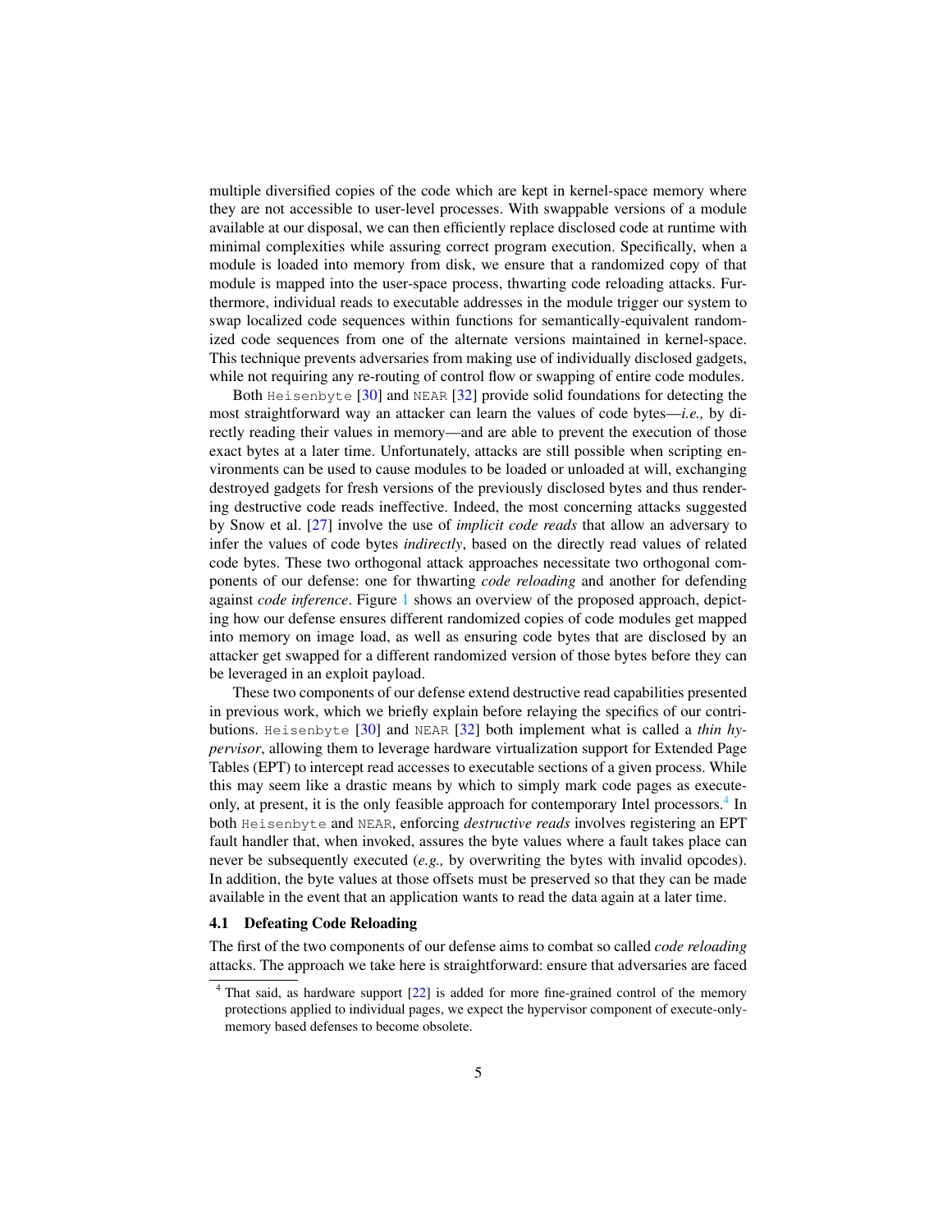multiple diversified copies of the code which are kept in kernel-space memory where they are not accessible to user-level processes. With swappable versions of a module available at our disposal, we can then efficiently replace disclosed code at runtime with minimal complexities while assuring correct program execution. Specifically, when a module is loaded into memory from disk, we ensure that a randomized copy of that module is mapped into the user-space process, thwarting code reloading attacks. Furthermore, individual reads to executable addresses in the module trigger our system to swap localized code sequences within functions for semantically-equivalent randomized code sequences from one of the alternate versions maintained in kernel-space. This technique prevents adversaries from making use of individually disclosed gadgets, while not requiring any re-routing of control flow or swapping of entire code modules.

Both `Heisenbyte` [30] and `NEAR` [32] provide solid foundations for detecting the most straightforward way an attacker can learn the values of code bytes—*i.e.,* by directly reading their values in memory—and are able to prevent the execution of those exact bytes at a later time. Unfortunately, attacks are still possible when scripting environments can be used to cause modules to be loaded or unloaded at will, exchanging destroyed gadgets for fresh versions of the previously disclosed bytes and thus rendering destructive code reads ineffective. Indeed, the most concerning attacks suggested by Snow et al. [27] involve the use of *implicit code reads* that allow an adversary to infer the values of code bytes *indirectly*, based on the directly read values of related code bytes. These two orthogonal attack approaches necessitate two orthogonal components of our defense: one for thwarting *code reloading* and another for defending against *code inference*. Figure 1 shows an overview of the proposed approach, depicting how our defense ensures different randomized copies of code modules get mapped into memory on image load, as well as ensuring code bytes that are disclosed by an attacker get swapped for a different randomized version of those bytes before they can be leveraged in an exploit payload.

These two components of our defense extend destructive read capabilities presented in previous work, which we briefly explain before relaying the specifics of our contributions. `Heisenbyte` [30] and `NEAR` [32] both implement what is called a *thin hypervisor*, allowing them to leverage hardware virtualization support for Extended Page Tables (EPT) to intercept read accesses to executable sections of a given process. While this may seem like a drastic means by which to simply mark code pages as execute-only, at present, it is the only feasible approach for contemporary Intel processors.[4] In both `Heisenbyte` and `NEAR`, enforcing *destructive reads* involves registering an EPT fault handler that, when invoked, assures the byte values where a fault takes place can never be subsequently executed (*e.g.,* by overwriting the bytes with invalid opcodes). In addition, the byte values at those offsets must be preserved so that they can be made available in the event that an application wants to read the data again at a later time.

### 4.1 Defeating Code Reloading

The first of the two components of our defense aims to combat so called *code reloading* attacks. The approach we take here is straightforward: ensure that adversaries are faced

[4] That said, as hardware support [22] is added for more fine-grained control of the memory protections applied to individual pages, we expect the hypervisor component of execute-only-memory based defenses to become obsolete.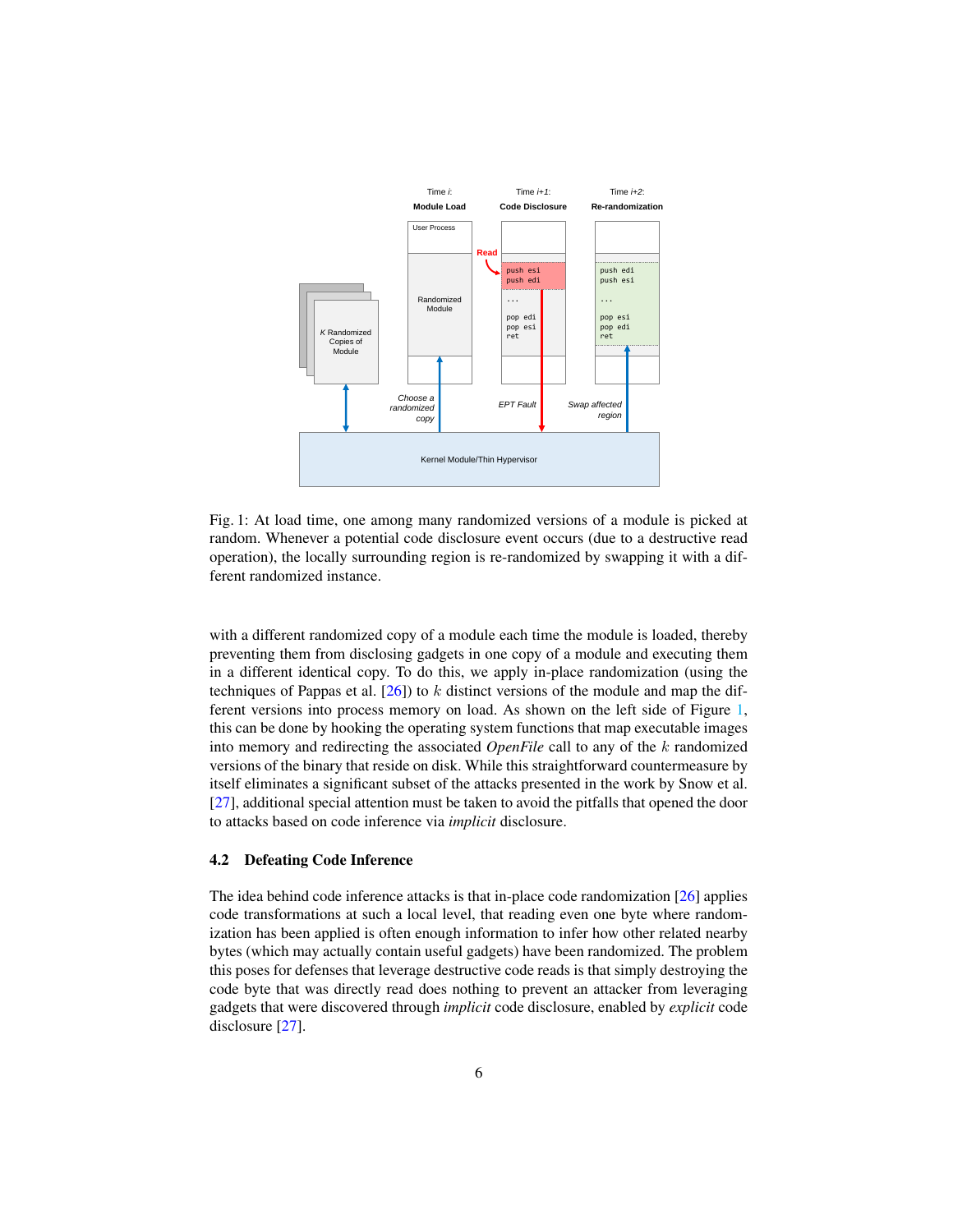Fig. 1: At load time, one among many randomized versions of a module is picked at random. Whenever a potential code disclosure event occurs (due to a destructive read operation), the locally surrounding region is re-randomized by swapping it with a different randomized instance.

with a different randomized copy of a module each time the module is loaded, thereby preventing them from disclosing gadgets in one copy of a module and executing them in a different identical copy. To do this, we apply in-place randomization (using the techniques of Pappas et al. [26]) to $k$ distinct versions of the module and map the different versions into process memory on load. As shown on the left side of Figure 1, this can be done by hooking the operating system functions that map executable images into memory and redirecting the associated *OpenFile* call to any of the $k$ randomized versions of the binary that reside on disk. While this straightforward countermeasure by itself eliminates a significant subset of the attacks presented in the work by Snow et al. [27], additional special attention must be taken to avoid the pitfalls that opened the door to attacks based on code inference via *implicit* disclosure.

### 4.2 Defeating Code Inference

The idea behind code inference attacks is that in-place code randomization [26] applies code transformations at such a local level, that reading even one byte where randomization has been applied is often enough information to infer how other related nearby bytes (which may actually contain useful gadgets) have been randomized. The problem this poses for defenses that leverage destructive code reads is that simply destroying the code byte that was directly read does nothing to prevent an attacker from leveraging gadgets that were discovered through *implicit* code disclosure, enabled by *explicit* code disclosure [27].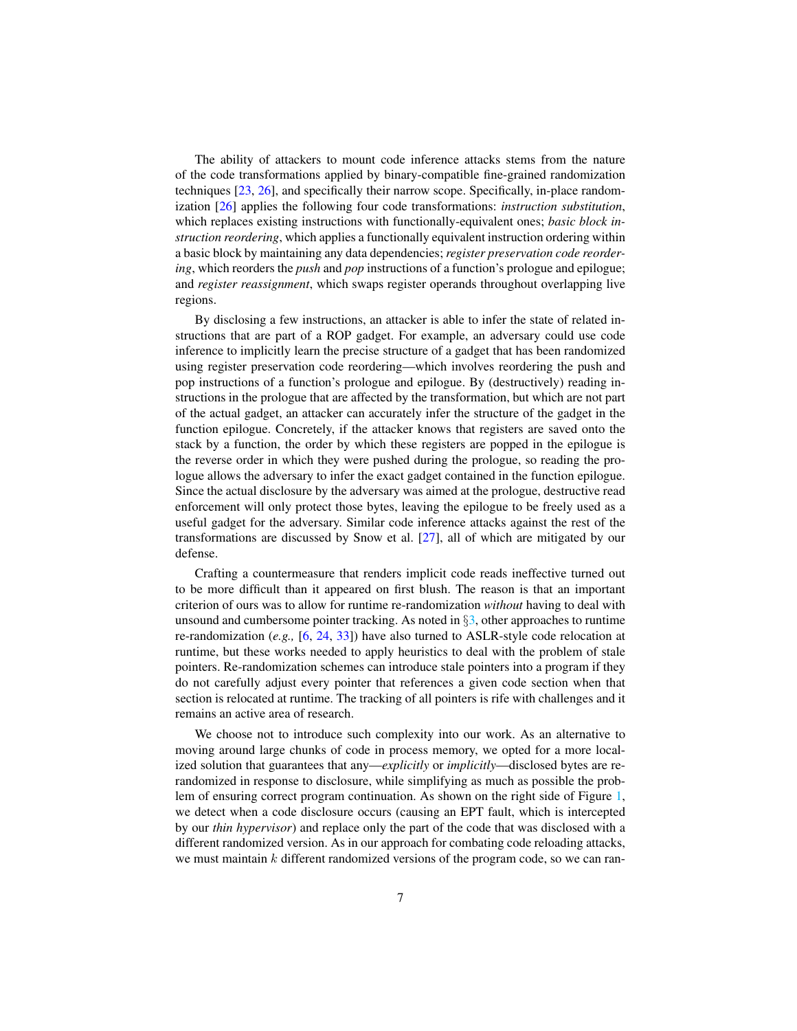The ability of attackers to mount code inference attacks stems from the nature of the code transformations applied by binary-compatible fine-grained randomization techniques [23, 26], and specifically their narrow scope. Specifically, in-place randomization [26] applies the following four code transformations: *instruction substitution*, which replaces existing instructions with functionally-equivalent ones; *basic block instruction reordering*, which applies a functionally equivalent instruction ordering within a basic block by maintaining any data dependencies; *register preservation code reordering*, which reorders the *push* and *pop* instructions of a function's prologue and epilogue; and *register reassignment*, which swaps register operands throughout overlapping live regions.

By disclosing a few instructions, an attacker is able to infer the state of related instructions that are part of a ROP gadget. For example, an adversary could use code inference to implicitly learn the precise structure of a gadget that has been randomized using register preservation code reordering—which involves reordering the push and pop instructions of a function's prologue and epilogue. By (destructively) reading instructions in the prologue that are affected by the transformation, but which are not part of the actual gadget, an attacker can accurately infer the structure of the gadget in the function epilogue. Concretely, if the attacker knows that registers are saved onto the stack by a function, the order by which these registers are popped in the epilogue is the reverse order in which they were pushed during the prologue, so reading the prologue allows the adversary to infer the exact gadget contained in the function epilogue. Since the actual disclosure by the adversary was aimed at the prologue, destructive read enforcement will only protect those bytes, leaving the epilogue to be freely used as a useful gadget for the adversary. Similar code inference attacks against the rest of the transformations are discussed by Snow et al. [27], all of which are mitigated by our defense.

Crafting a countermeasure that renders implicit code reads ineffective turned out to be more difficult than it appeared on first blush. The reason is that an important criterion of ours was to allow for runtime re-randomization *without* having to deal with unsound and cumbersome pointer tracking. As noted in §3, other approaches to runtime re-randomization (*e.g.,* [6, 24, 33]) have also turned to ASLR-style code relocation at runtime, but these works needed to apply heuristics to deal with the problem of stale pointers. Re-randomization schemes can introduce stale pointers into a program if they do not carefully adjust every pointer that references a given code section when that section is relocated at runtime. The tracking of all pointers is rife with challenges and it remains an active area of research.

We choose not to introduce such complexity into our work. As an alternative to moving around large chunks of code in process memory, we opted for a more localized solution that guarantees that any—*explicitly* or *implicitly*—disclosed bytes are re-randomized in response to disclosure, while simplifying as much as possible the problem of ensuring correct program continuation. As shown on the right side of Figure 1, we detect when a code disclosure occurs (causing an EPT fault, which is intercepted by our *thin hypervisor*) and replace only the part of the code that was disclosed with a different randomized version. As in our approach for combating code reloading attacks, we must maintain $k$ different randomized versions of the program code, so we can ran-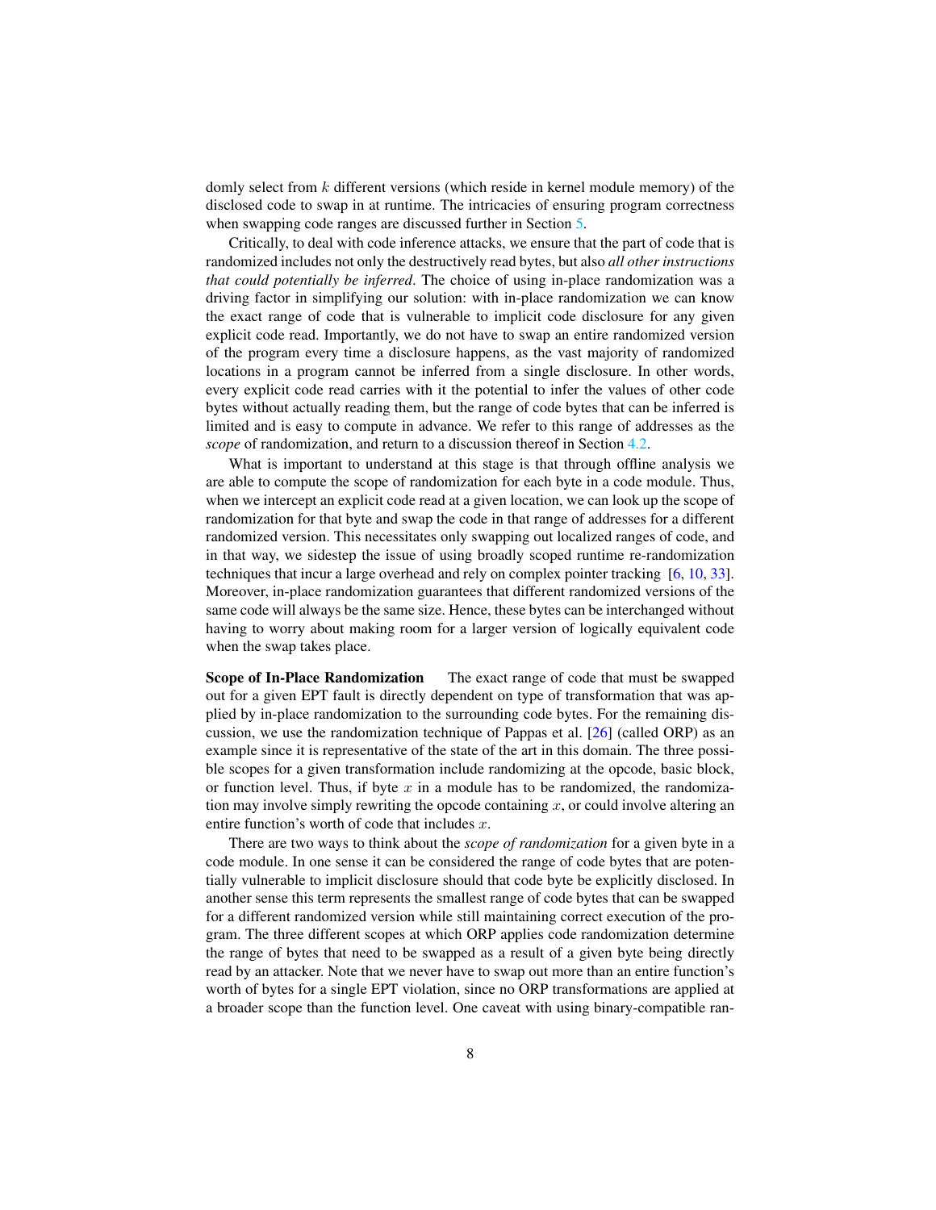domly select from $k$ different versions (which reside in kernel module memory) of the disclosed code to swap in at runtime. The intricacies of ensuring program correctness when swapping code ranges are discussed further in Section 5.

Critically, to deal with code inference attacks, we ensure that the part of code that is randomized includes not only the destructively read bytes, but also *all other instructions that could potentially be inferred*. The choice of using in-place randomization was a driving factor in simplifying our solution: with in-place randomization we can know the exact range of code that is vulnerable to implicit code disclosure for any given explicit code read. Importantly, we do not have to swap an entire randomized version of the program every time a disclosure happens, as the vast majority of randomized locations in a program cannot be inferred from a single disclosure. In other words, every explicit code read carries with it the potential to infer the values of other code bytes without actually reading them, but the range of code bytes that can be inferred is limited and is easy to compute in advance. We refer to this range of addresses as the *scope* of randomization, and return to a discussion thereof in Section 4.2.

What is important to understand at this stage is that through offline analysis we are able to compute the scope of randomization for each byte in a code module. Thus, when we intercept an explicit code read at a given location, we can look up the scope of randomization for that byte and swap the code in that range of addresses for a different randomized version. This necessitates only swapping out localized ranges of code, and in that way, we sidestep the issue of using broadly scoped runtime re-randomization techniques that incur a large overhead and rely on complex pointer tracking [6, 10, 33]. Moreover, in-place randomization guarantees that different randomized versions of the same code will always be the same size. Hence, these bytes can be interchanged without having to worry about making room for a larger version of logically equivalent code when the swap takes place.

**Scope of In-Place Randomization** The exact range of code that must be swapped out for a given EPT fault is directly dependent on type of transformation that was applied by in-place randomization to the surrounding code bytes. For the remaining discussion, we use the randomization technique of Pappas et al. [26] (called ORP) as an example since it is representative of the state of the art in this domain. The three possible scopes for a given transformation include randomizing at the opcode, basic block, or function level. Thus, if byte $x$ in a module has to be randomized, the randomization may involve simply rewriting the opcode containing $x$, or could involve altering an entire function's worth of code that includes $x$.

There are two ways to think about the *scope of randomization* for a given byte in a code module. In one sense it can be considered the range of code bytes that are potentially vulnerable to implicit disclosure should that code byte be explicitly disclosed. In another sense this term represents the smallest range of code bytes that can be swapped for a different randomized version while still maintaining correct execution of the program. The three different scopes at which ORP applies code randomization determine the range of bytes that need to be swapped as a result of a given byte being directly read by an attacker. Note that we never have to swap out more than an entire function's worth of bytes for a single EPT violation, since no ORP transformations are applied at a broader scope than the function level. One caveat with using binary-compatible ran-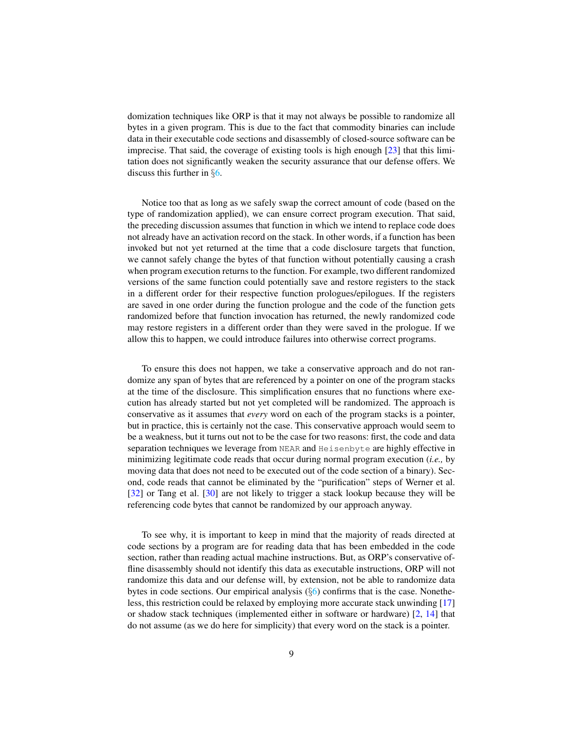domization techniques like ORP is that it may not always be possible to randomize all bytes in a given program. This is due to the fact that commodity binaries can include data in their executable code sections and disassembly of closed-source software can be imprecise. That said, the coverage of existing tools is high enough [23] that this limitation does not significantly weaken the security assurance that our defense offers. We discuss this further in §6.

Notice too that as long as we safely swap the correct amount of code (based on the type of randomization applied), we can ensure correct program execution. That said, the preceding discussion assumes that function in which we intend to replace code does not already have an activation record on the stack. In other words, if a function has been invoked but not yet returned at the time that a code disclosure targets that function, we cannot safely change the bytes of that function without potentially causing a crash when program execution returns to the function. For example, two different randomized versions of the same function could potentially save and restore registers to the stack in a different order for their respective function prologues/epilogues. If the registers are saved in one order during the function prologue and the code of the function gets randomized before that function invocation has returned, the newly randomized code may restore registers in a different order than they were saved in the prologue. If we allow this to happen, we could introduce failures into otherwise correct programs.

To ensure this does not happen, we take a conservative approach and do not randomize any span of bytes that are referenced by a pointer on one of the program stacks at the time of the disclosure. This simplification ensures that no functions where execution has already started but not yet completed will be randomized. The approach is conservative as it assumes that *every* word on each of the program stacks is a pointer, but in practice, this is certainly not the case. This conservative approach would seem to be a weakness, but it turns out not to be the case for two reasons: first, the code and data separation techniques we leverage from `NEAR` and `Heisenbyte` are highly effective in minimizing legitimate code reads that occur during normal program execution (*i.e.,* by moving data that does not need to be executed out of the code section of a binary). Second, code reads that cannot be eliminated by the "purification" steps of Werner et al. [32] or Tang et al. [30] are not likely to trigger a stack lookup because they will be referencing code bytes that cannot be randomized by our approach anyway.

To see why, it is important to keep in mind that the majority of reads directed at code sections by a program are for reading data that has been embedded in the code section, rather than reading actual machine instructions. But, as ORP's conservative offline disassembly should not identify this data as executable instructions, ORP will not randomize this data and our defense will, by extension, not be able to randomize data bytes in code sections. Our empirical analysis (§6) confirms that is the case. Nonetheless, this restriction could be relaxed by employing more accurate stack unwinding [17] or shadow stack techniques (implemented either in software or hardware) [2, 14] that do not assume (as we do here for simplicity) that every word on the stack is a pointer.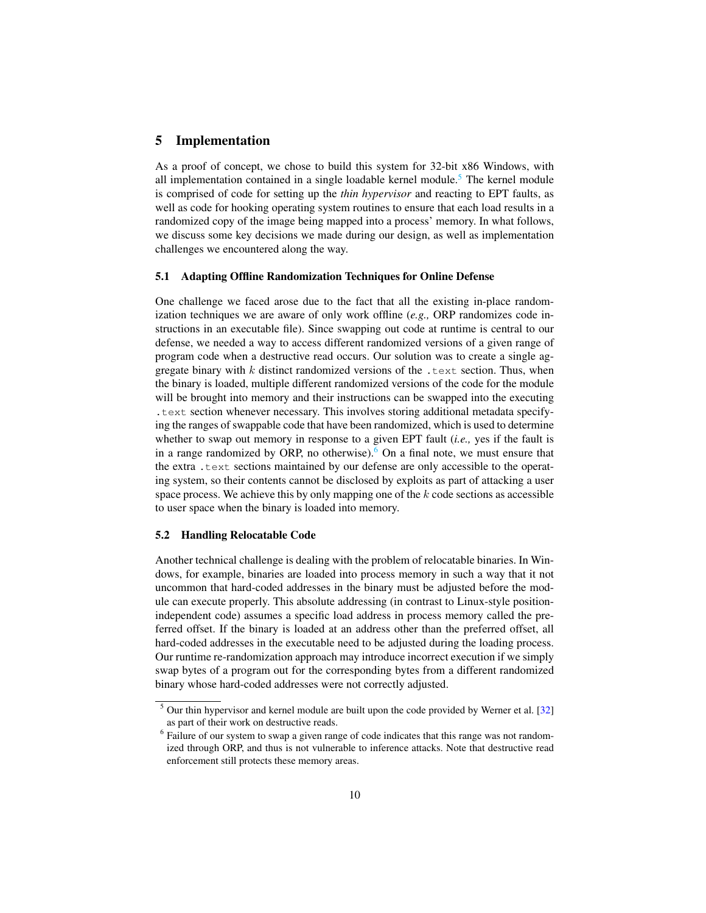# 5 Implementation

As a proof of concept, we chose to build this system for 32-bit x86 Windows, with all implementation contained in a single loadable kernel module.[5] The kernel module is comprised of code for setting up the *thin hypervisor* and reacting to EPT faults, as well as code for hooking operating system routines to ensure that each load results in a randomized copy of the image being mapped into a process' memory. In what follows, we discuss some key decisions we made during our design, as well as implementation challenges we encountered along the way.

## 5.1 Adapting Offline Randomization Techniques for Online Defense

One challenge we faced arose due to the fact that all the existing in-place randomization techniques we are aware of only work offline (*e.g.,* ORP randomizes code instructions in an executable file). Since swapping out code at runtime is central to our defense, we needed a way to access different randomized versions of a given range of program code when a destructive read occurs. Our solution was to create a single aggregate binary with $k$ distinct randomized versions of the `.text` section. Thus, when the binary is loaded, multiple different randomized versions of the code for the module will be brought into memory and their instructions can be swapped into the executing `.text` section whenever necessary. This involves storing additional metadata specifying the ranges of swappable code that have been randomized, which is used to determine whether to swap out memory in response to a given EPT fault (*i.e.,* yes if the fault is in a range randomized by ORP, no otherwise).[6] On a final note, we must ensure that the extra `.text` sections maintained by our defense are only accessible to the operating system, so their contents cannot be disclosed by exploits as part of attacking a user space process. We achieve this by only mapping one of the $k$ code sections as accessible to user space when the binary is loaded into memory.

## 5.2 Handling Relocatable Code

Another technical challenge is dealing with the problem of relocatable binaries. In Windows, for example, binaries are loaded into process memory in such a way that it not uncommon that hard-coded addresses in the binary must be adjusted before the module can execute properly. This absolute addressing (in contrast to Linux-style position-independent code) assumes a specific load address in process memory called the preferred offset. If the binary is loaded at an address other than the preferred offset, all hard-coded addresses in the executable need to be adjusted during the loading process. Our runtime re-randomization approach may introduce incorrect execution if we simply swap bytes of a program out for the corresponding bytes from a different randomized binary whose hard-coded addresses were not correctly adjusted.

[5] Our thin hypervisor and kernel module are built upon the code provided by Werner et al. [32] as part of their work on destructive reads.

[6] Failure of our system to swap a given range of code indicates that this range was not randomized through ORP, and thus is not vulnerable to inference attacks. Note that destructive read enforcement still protects these memory areas.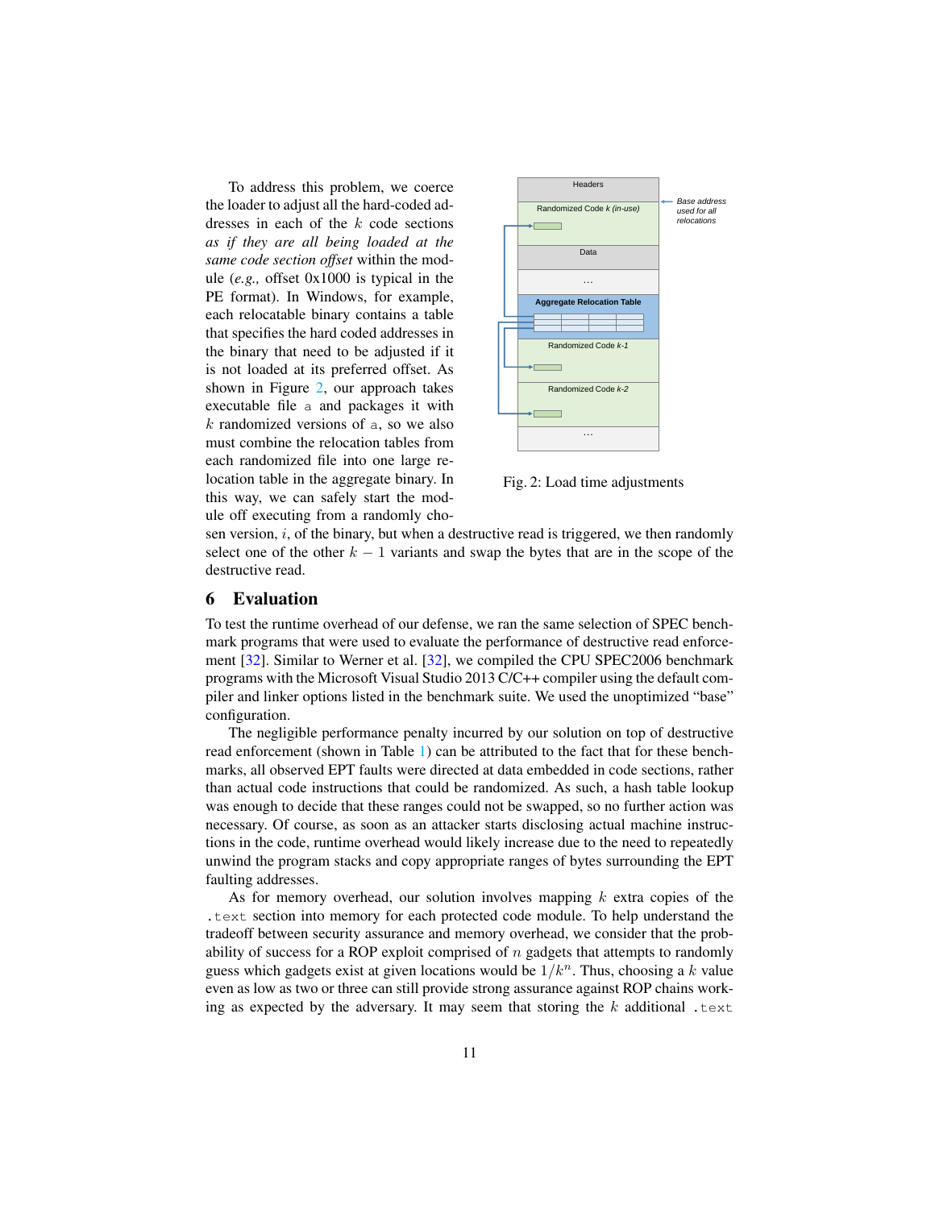To address this problem, we coerce the loader to adjust all the hard-coded addresses in each of the $k$ code sections *as if they are all being loaded at the same code section offset* within the module (*e.g.,* offset 0x1000 is typical in the PE format). In Windows, for example, each relocatable binary contains a table that specifies the hard coded addresses in the binary that need to be adjusted if it is not loaded at its preferred offset. As shown in Figure 2, our approach takes executable file `a` and packages it with $k$ randomized versions of `a`, so we also must combine the relocation tables from each randomized file into one large relocation table in the aggregate binary. In this way, we can safely start the module off executing from a randomly chosen version, $i$, of the binary, but when a destructive read is triggered, we then randomly select one of the other $k - 1$ variants and swap the bytes that are in the scope of the destructive read.

Fig. 2: Load time adjustments

## 6 Evaluation

To test the runtime overhead of our defense, we ran the same selection of SPEC benchmark programs that were used to evaluate the performance of destructive read enforcement [32]. Similar to Werner et al. [32], we compiled the CPU SPEC2006 benchmark programs with the Microsoft Visual Studio 2013 C/C++ compiler using the default compiler and linker options listed in the benchmark suite. We used the unoptimized "base" configuration.

The negligible performance penalty incurred by our solution on top of destructive read enforcement (shown in Table 1) can be attributed to the fact that for these benchmarks, all observed EPT faults were directed at data embedded in code sections, rather than actual code instructions that could be randomized. As such, a hash table lookup was enough to decide that these ranges could not be swapped, so no further action was necessary. Of course, as soon as an attacker starts disclosing actual machine instructions in the code, runtime overhead would likely increase due to the need to repeatedly unwind the program stacks and copy appropriate ranges of bytes surrounding the EPT faulting addresses.

As for memory overhead, our solution involves mapping $k$ extra copies of the `.text` section into memory for each protected code module. To help understand the tradeoff between security assurance and memory overhead, we consider that the probability of success for a ROP exploit comprised of $n$ gadgets that attempts to randomly guess which gadgets exist at given locations would be $1/k^n$. Thus, choosing a $k$ value even as low as two or three can still provide strong assurance against ROP chains working as expected by the adversary. It may seem that storing the $k$ additional `.text`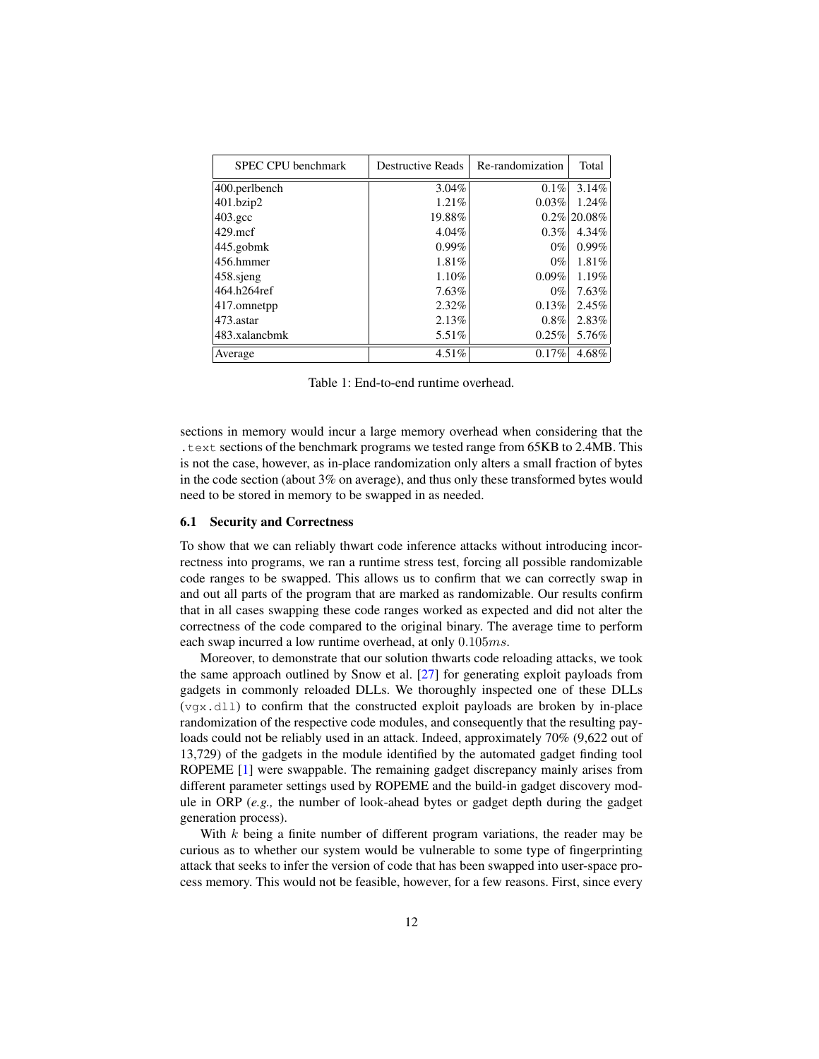| SPEC CPU benchmark | Destructive Reads | Re-randomization | Total |
|---|---|---|---|
| 400.perlbench | 3.04% | 0.1% | 3.14% |
| 401.bzip2 | 1.21% | 0.03% | 1.24% |
| 403.gcc | 19.88% | 0.2% | 20.08% |
| 429.mcf | 4.04% | 0.3% | 4.34% |
| 445.gobmk | 0.99% | 0% | 0.99% |
| 456.hmmer | 1.81% | 0% | 1.81% |
| 458.sjeng | 1.10% | 0.09% | 1.19% |
| 464.h264ref | 7.63% | 0% | 7.63% |
| 417.omnetpp | 2.32% | 0.13% | 2.45% |
| 473.astar | 2.13% | 0.8% | 2.83% |
| 483.xalancbmk | 5.51% | 0.25% | 5.76% |
| Average | 4.51% | 0.17% | 4.68% |

Table 1: End-to-end runtime overhead.

sections in memory would incur a large memory overhead when considering that the `.text` sections of the benchmark programs we tested range from 65KB to 2.4MB. This is not the case, however, as in-place randomization only alters a small fraction of bytes in the code section (about 3% on average), and thus only these transformed bytes would need to be stored in memory to be swapped in as needed.

### 6.1 Security and Correctness

To show that we can reliably thwart code inference attacks without introducing incorrectness into programs, we ran a runtime stress test, forcing all possible randomizable code ranges to be swapped. This allows us to confirm that we can correctly swap in and out all parts of the program that are marked as randomizable. Our results confirm that in all cases swapping these code ranges worked as expected and did not alter the correctness of the code compared to the original binary. The average time to perform each swap incurred a low runtime overhead, at only $0.105ms$.

Moreover, to demonstrate that our solution thwarts code reloading attacks, we took the same approach outlined by Snow et al. [27] for generating exploit payloads from gadgets in commonly reloaded DLLs. We thoroughly inspected one of these DLLs (`vgx.dll`) to confirm that the constructed exploit payloads are broken by in-place randomization of the respective code modules, and consequently that the resulting payloads could not be reliably used in an attack. Indeed, approximately 70% (9,622 out of 13,729) of the gadgets in the module identified by the automated gadget finding tool ROPEME [1] were swappable. The remaining gadget discrepancy mainly arises from different parameter settings used by ROPEME and the build-in gadget discovery module in ORP (*e.g.,* the number of look-ahead bytes or gadget depth during the gadget generation process).

With $k$ being a finite number of different program variations, the reader may be curious as to whether our system would be vulnerable to some type of fingerprinting attack that seeks to infer the version of code that has been swapped into user-space process memory. This would not be feasible, however, for a few reasons. First, since every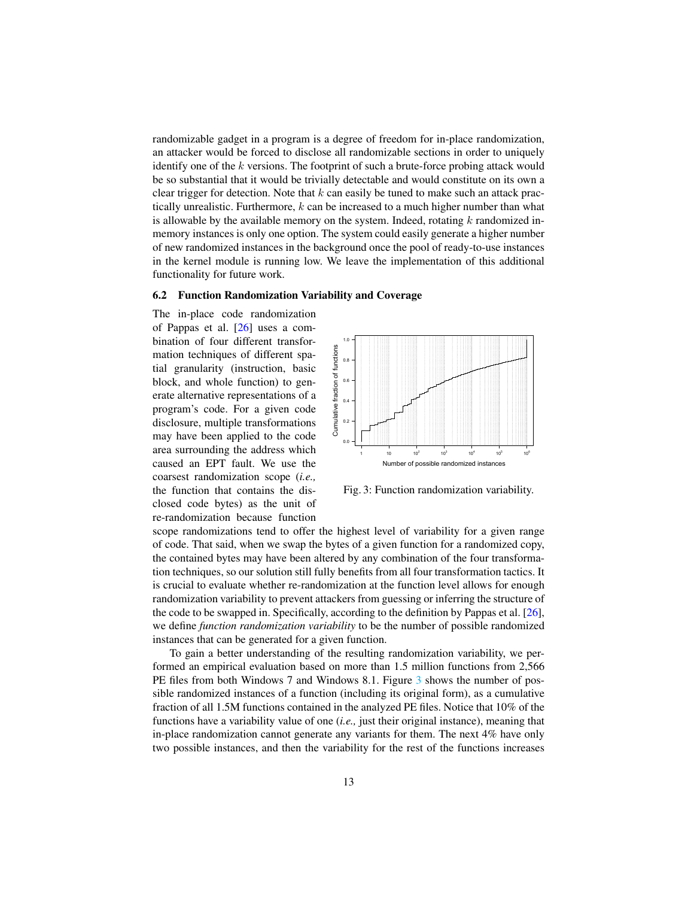randomizable gadget in a program is a degree of freedom for in-place randomization, an attacker would be forced to disclose all randomizable sections in order to uniquely identify one of the $k$ versions. The footprint of such a brute-force probing attack would be so substantial that it would be trivially detectable and would constitute on its own a clear trigger for detection. Note that $k$ can easily be tuned to make such an attack practically unrealistic. Furthermore, $k$ can be increased to a much higher number than what is allowable by the available memory on the system. Indeed, rotating $k$ randomized in-memory instances is only one option. The system could easily generate a higher number of new randomized instances in the background once the pool of ready-to-use instances in the kernel module is running low. We leave the implementation of this additional functionality for future work.

### 6.2 Function Randomization Variability and Coverage

The in-place code randomization of Pappas et al. [26] uses a combination of four different transformation techniques of different spatial granularity (instruction, basic block, and whole function) to generate alternative representations of a program's code. For a given code disclosure, multiple transformations may have been applied to the code area surrounding the address which caused an EPT fault. We use the coarsest randomization scope (*i.e.,* the function that contains the disclosed code bytes) as the unit of re-randomization because function scope randomizations tend to offer the highest level of variability for a given range of code. That said, when we swap the bytes of a given function for a randomized copy, the contained bytes may have been altered by any combination of the four transformation techniques, so our solution still fully benefits from all four transformation tactics. It is crucial to evaluate whether re-randomization at the function level allows for enough randomization variability to prevent attackers from guessing or inferring the structure of the code to be swapped in. Specifically, according to the definition by Pappas et al. [26], we define *function randomization variability* to be the number of possible randomized instances that can be generated for a given function.

Cumulative fraction of functions

1.0
0.8
0.6
0.4
0.2
0.0

1
10
$10^2$
$10^3$
$10^4$
$10^5$
$10^6$

Number of possible randomized instances

Fig. 3: Function randomization variability.

To gain a better understanding of the resulting randomization variability, we performed an empirical evaluation based on more than 1.5 million functions from 2,566 PE files from both Windows 7 and Windows 8.1. Figure 3 shows the number of possible randomized instances of a function (including its original form), as a cumulative fraction of all 1.5M functions contained in the analyzed PE files. Notice that 10% of the functions have a variability value of one (*i.e.,* just their original instance), meaning that in-place randomization cannot generate any variants for them. The next 4% have only two possible instances, and then the variability for the rest of the functions increases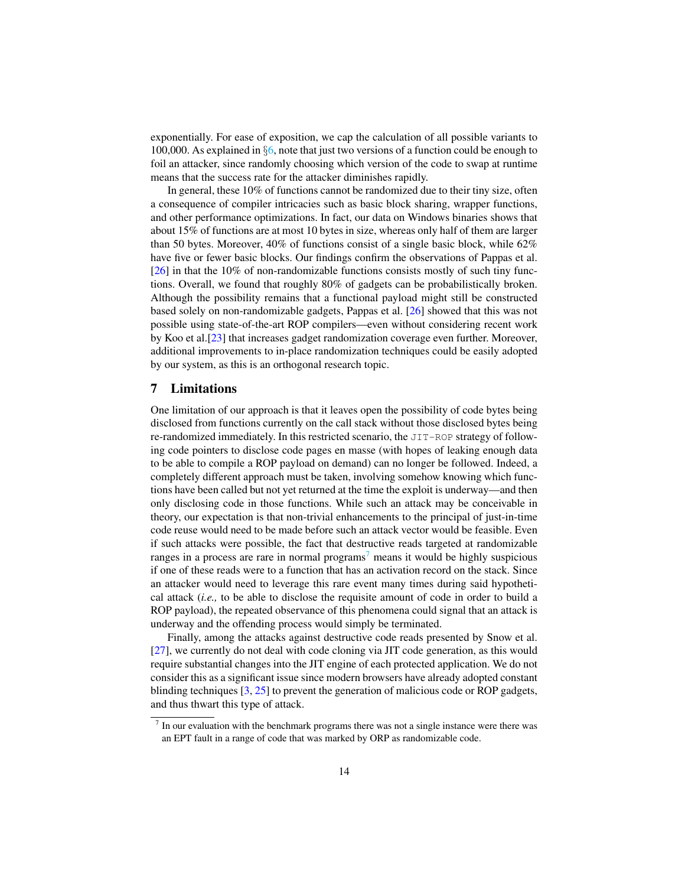exponentially. For ease of exposition, we cap the calculation of all possible variants to 100,000. As explained in §6, note that just two versions of a function could be enough to foil an attacker, since randomly choosing which version of the code to swap at runtime means that the success rate for the attacker diminishes rapidly.

In general, these 10% of functions cannot be randomized due to their tiny size, often a consequence of compiler intricacies such as basic block sharing, wrapper functions, and other performance optimizations. In fact, our data on Windows binaries shows that about 15% of functions are at most 10 bytes in size, whereas only half of them are larger than 50 bytes. Moreover, 40% of functions consist of a single basic block, while 62% have five or fewer basic blocks. Our findings confirm the observations of Pappas et al. [26] in that the 10% of non-randomizable functions consists mostly of such tiny functions. Overall, we found that roughly 80% of gadgets can be probabilistically broken. Although the possibility remains that a functional payload might still be constructed based solely on non-randomizable gadgets, Pappas et al. [26] showed that this was not possible using state-of-the-art ROP compilers—even without considering recent work by Koo et al.[23] that increases gadget randomization coverage even further. Moreover, additional improvements to in-place randomization techniques could be easily adopted by our system, as this is an orthogonal research topic.

## 7 Limitations

One limitation of our approach is that it leaves open the possibility of code bytes being disclosed from functions currently on the call stack without those disclosed bytes being re-randomized immediately. In this restricted scenario, the `JIT-ROP` strategy of following code pointers to disclose code pages en masse (with hopes of leaking enough data to be able to compile a ROP payload on demand) can no longer be followed. Indeed, a completely different approach must be taken, involving somehow knowing which functions have been called but not yet returned at the time the exploit is underway—and then only disclosing code in those functions. While such an attack may be conceivable in theory, our expectation is that non-trivial enhancements to the principal of just-in-time code reuse would need to be made before such an attack vector would be feasible. Even if such attacks were possible, the fact that destructive reads targeted at randomizable ranges in a process are rare in normal programs[7] means it would be highly suspicious if one of these reads were to a function that has an activation record on the stack. Since an attacker would need to leverage this rare event many times during said hypothetical attack (*i.e.,* to be able to disclose the requisite amount of code in order to build a ROP payload), the repeated observance of this phenomena could signal that an attack is underway and the offending process would simply be terminated.

Finally, among the attacks against destructive code reads presented by Snow et al. [27], we currently do not deal with code cloning via JIT code generation, as this would require substantial changes into the JIT engine of each protected application. We do not consider this as a significant issue since modern browsers have already adopted constant blinding techniques [3, 25] to prevent the generation of malicious code or ROP gadgets, and thus thwart this type of attack.

[7] In our evaluation with the benchmark programs there was not a single instance were there was an EPT fault in a range of code that was marked by ORP as randomizable code.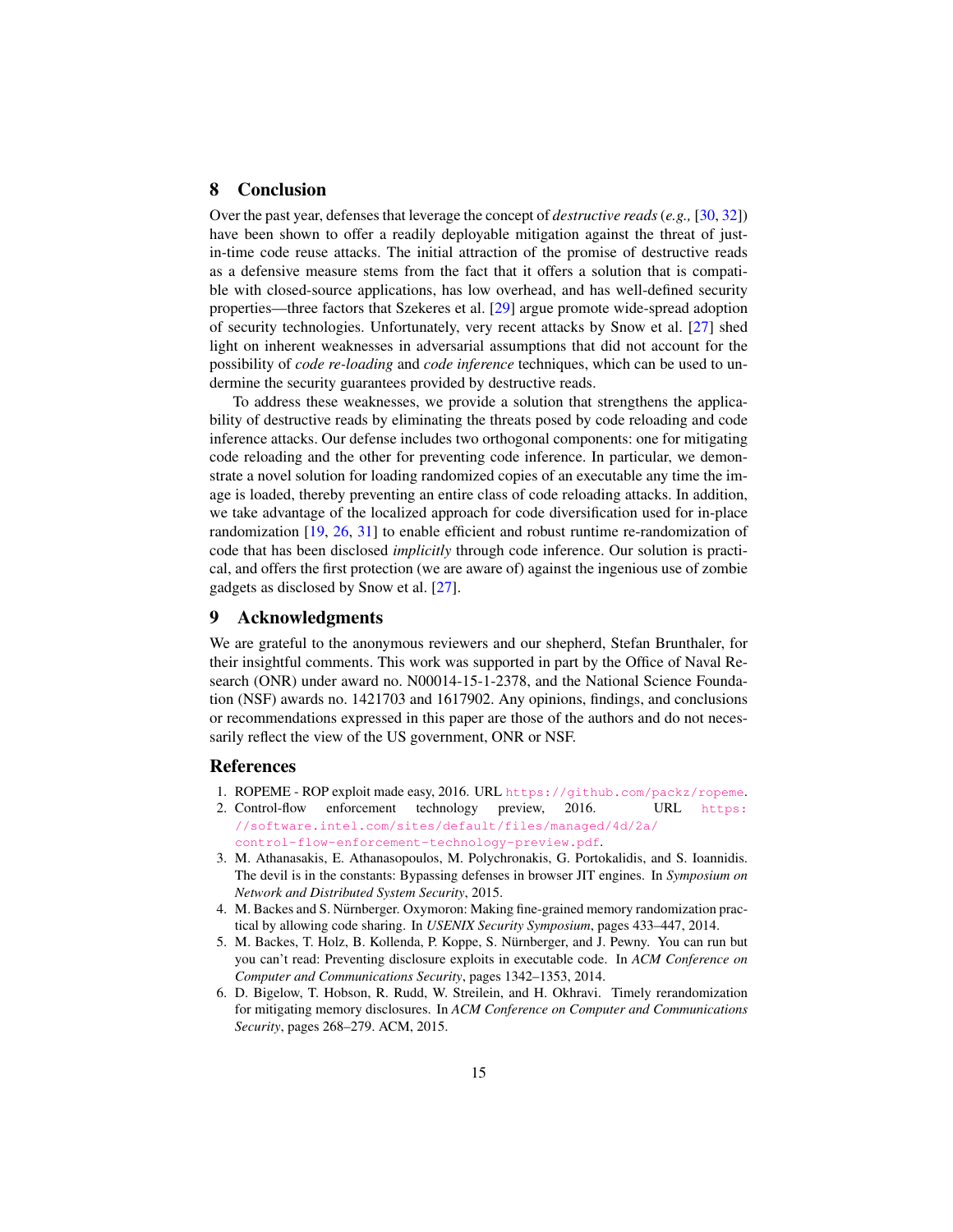## 8 Conclusion

Over the past year, defenses that leverage the concept of *destructive reads* (*e.g.,* [30, 32]) have been shown to offer a readily deployable mitigation against the threat of just-in-time code reuse attacks. The initial attraction of the promise of destructive reads as a defensive measure stems from the fact that it offers a solution that is compatible with closed-source applications, has low overhead, and has well-defined security properties—three factors that Szekeres et al. [29] argue promote wide-spread adoption of security technologies. Unfortunately, very recent attacks by Snow et al. [27] shed light on inherent weaknesses in adversarial assumptions that did not account for the possibility of *code re-loading* and *code inference* techniques, which can be used to undermine the security guarantees provided by destructive reads.

To address these weaknesses, we provide a solution that strengthens the applicability of destructive reads by eliminating the threats posed by code reloading and code inference attacks. Our defense includes two orthogonal components: one for mitigating code reloading and the other for preventing code inference. In particular, we demonstrate a novel solution for loading randomized copies of an executable any time the image is loaded, thereby preventing an entire class of code reloading attacks. In addition, we take advantage of the localized approach for code diversification used for in-place randomization [19, 26, 31] to enable efficient and robust runtime re-randomization of code that has been disclosed *implicitly* through code inference. Our solution is practical, and offers the first protection (we are aware of) against the ingenious use of zombie gadgets as disclosed by Snow et al. [27].

## 9 Acknowledgments

We are grateful to the anonymous reviewers and our shepherd, Stefan Brunthaler, for their insightful comments. This work was supported in part by the Office of Naval Research (ONR) under award no. N00014-15-1-2378, and the National Science Foundation (NSF) awards no. 1421703 and 1617902. Any opinions, findings, and conclusions or recommendations expressed in this paper are those of the authors and do not necessarily reflect the view of the US government, ONR or NSF.

## References

1. ROPEME - ROP exploit made easy, 2016. URL https://github.com/packz/ropeme.
2. Control-flow enforcement technology preview, 2016. URL https://software.intel.com/sites/default/files/managed/4d/2a/control-flow-enforcement-technology-preview.pdf.
3. M. Athanasakis, E. Athanasopoulos, M. Polychronakis, G. Portokalidis, and S. Ioannidis. The devil is in the constants: Bypassing defenses in browser JIT engines. In *Symposium on Network and Distributed System Security*, 2015.
4. M. Backes and S. Nürnberger. Oxymoron: Making fine-grained memory randomization practical by allowing code sharing. In *USENIX Security Symposium*, pages 433–447, 2014.
5. M. Backes, T. Holz, B. Kollenda, P. Koppe, S. Nürnberger, and J. Pewny. You can run but you can't read: Preventing disclosure exploits in executable code. In *ACM Conference on Computer and Communications Security*, pages 1342–1353, 2014.
6. D. Bigelow, T. Hobson, R. Rudd, W. Streilein, and H. Okhravi. Timely rerandomization for mitigating memory disclosures. In *ACM Conference on Computer and Communications Security*, pages 268–279. ACM, 2015.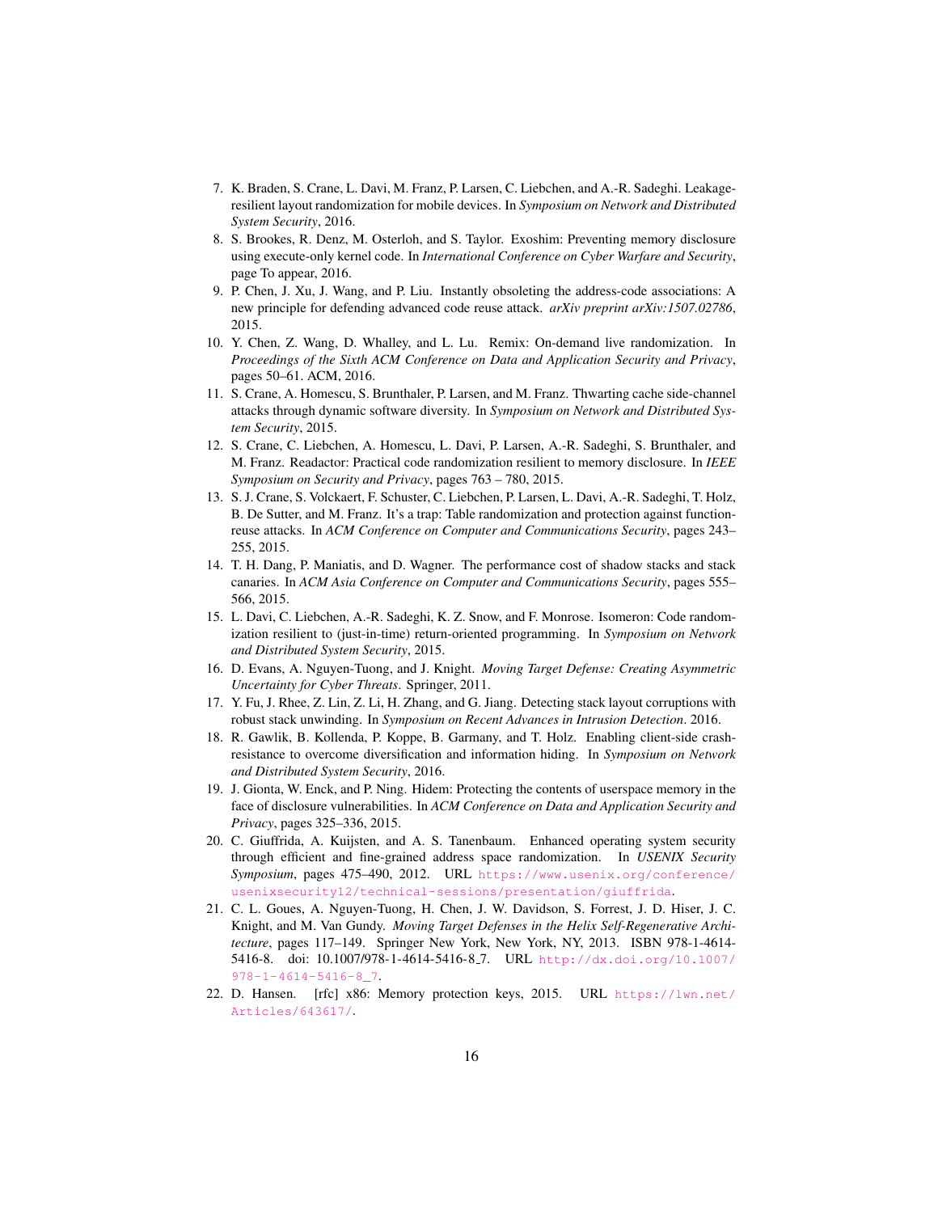7. K. Braden, S. Crane, L. Davi, M. Franz, P. Larsen, C. Liebchen, and A.-R. Sadeghi. Leakage-resilient layout randomization for mobile devices. In *Symposium on Network and Distributed System Security*, 2016.
8. S. Brookes, R. Denz, M. Osterloh, and S. Taylor. Exoshim: Preventing memory disclosure using execute-only kernel code. In *International Conference on Cyber Warfare and Security*, page To appear, 2016.
9. P. Chen, J. Xu, J. Wang, and P. Liu. Instantly obsoleting the address-code associations: A new principle for defending advanced code reuse attack. *arXiv preprint arXiv:1507.02786*, 2015.
10. Y. Chen, Z. Wang, D. Whalley, and L. Lu. Remix: On-demand live randomization. In *Proceedings of the Sixth ACM Conference on Data and Application Security and Privacy*, pages 50–61. ACM, 2016.
11. S. Crane, A. Homescu, S. Brunthaler, P. Larsen, and M. Franz. Thwarting cache side-channel attacks through dynamic software diversity. In *Symposium on Network and Distributed System Security*, 2015.
12. S. Crane, C. Liebchen, A. Homescu, L. Davi, P. Larsen, A.-R. Sadeghi, S. Brunthaler, and M. Franz. Readactor: Practical code randomization resilient to memory disclosure. In *IEEE Symposium on Security and Privacy*, pages 763 – 780, 2015.
13. S. J. Crane, S. Volckaert, F. Schuster, C. Liebchen, P. Larsen, L. Davi, A.-R. Sadeghi, T. Holz, B. De Sutter, and M. Franz. It's a trap: Table randomization and protection against function-reuse attacks. In *ACM Conference on Computer and Communications Security*, pages 243–255, 2015.
14. T. H. Dang, P. Maniatis, and D. Wagner. The performance cost of shadow stacks and stack canaries. In *ACM Asia Conference on Computer and Communications Security*, pages 555–566, 2015.
15. L. Davi, C. Liebchen, A.-R. Sadeghi, K. Z. Snow, and F. Monrose. Isomeron: Code randomization resilient to (just-in-time) return-oriented programming. In *Symposium on Network and Distributed System Security*, 2015.
16. D. Evans, A. Nguyen-Tuong, and J. Knight. *Moving Target Defense: Creating Asymmetric Uncertainty for Cyber Threats*. Springer, 2011.
17. Y. Fu, J. Rhee, Z. Lin, Z. Li, H. Zhang, and G. Jiang. Detecting stack layout corruptions with robust stack unwinding. In *Symposium on Recent Advances in Intrusion Detection*. 2016.
18. R. Gawlik, B. Kollenda, P. Koppe, B. Garmany, and T. Holz. Enabling client-side crash-resistance to overcome diversification and information hiding. In *Symposium on Network and Distributed System Security*, 2016.
19. J. Gionta, W. Enck, and P. Ning. Hidem: Protecting the contents of userspace memory in the face of disclosure vulnerabilities. In *ACM Conference on Data and Application Security and Privacy*, pages 325–336, 2015.
20. C. Giuffrida, A. Kuijsten, and A. S. Tanenbaum. Enhanced operating system security through efficient and fine-grained address space randomization. In *USENIX Security Symposium*, pages 475–490, 2012. URL https://www.usenix.org/conference/usenixsecurity12/technical-sessions/presentation/giuffrida.
21. C. L. Goues, A. Nguyen-Tuong, H. Chen, J. W. Davidson, S. Forrest, J. D. Hiser, J. C. Knight, and M. Van Gundy. *Moving Target Defenses in the Helix Self-Regenerative Architecture*, pages 117–149. Springer New York, New York, NY, 2013. ISBN 978-1-4614-5416-8. doi: 10.1007/978-1-4614-5416-8_7. URL http://dx.doi.org/10.1007/978-1-4614-5416-8_7.
22. D. Hansen. [rfc] x86: Memory protection keys, 2015. URL https://lwn.net/Articles/643617/.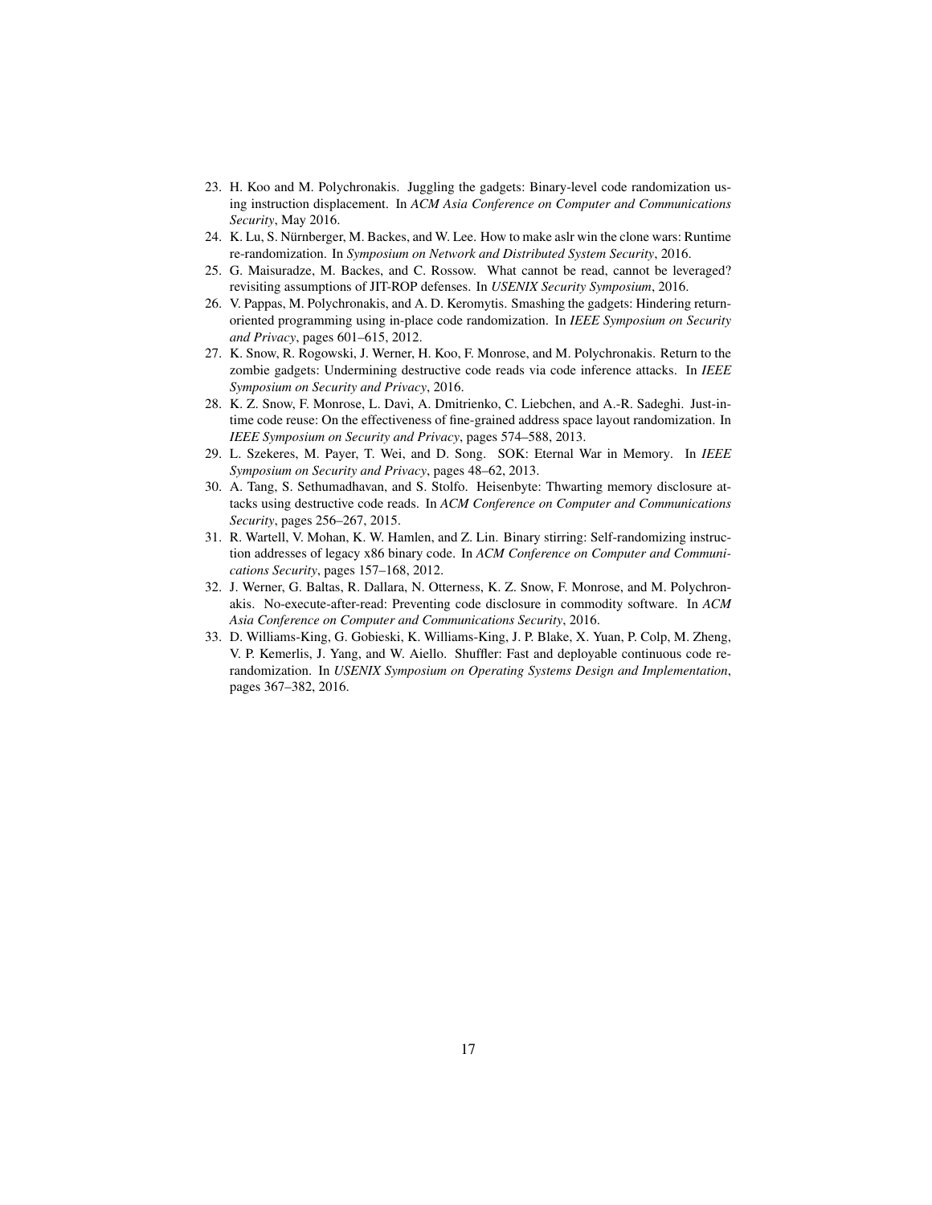23. H. Koo and M. Polychronakis. Juggling the gadgets: Binary-level code randomization using instruction displacement. In *ACM Asia Conference on Computer and Communications Security*, May 2016.
24. K. Lu, S. Nürnberger, M. Backes, and W. Lee. How to make aslr win the clone wars: Runtime re-randomization. In *Symposium on Network and Distributed System Security*, 2016.
25. G. Maisuradze, M. Backes, and C. Rossow. What cannot be read, cannot be leveraged? revisiting assumptions of JIT-ROP defenses. In *USENIX Security Symposium*, 2016.
26. V. Pappas, M. Polychronakis, and A. D. Keromytis. Smashing the gadgets: Hindering return-oriented programming using in-place code randomization. In *IEEE Symposium on Security and Privacy*, pages 601–615, 2012.
27. K. Snow, R. Rogowski, J. Werner, H. Koo, F. Monrose, and M. Polychronakis. Return to the zombie gadgets: Undermining destructive code reads via code inference attacks. In *IEEE Symposium on Security and Privacy*, 2016.
28. K. Z. Snow, F. Monrose, L. Davi, A. Dmitrienko, C. Liebchen, and A.-R. Sadeghi. Just-in-time code reuse: On the effectiveness of fine-grained address space layout randomization. In *IEEE Symposium on Security and Privacy*, pages 574–588, 2013.
29. L. Szekeres, M. Payer, T. Wei, and D. Song. SOK: Eternal War in Memory. In *IEEE Symposium on Security and Privacy*, pages 48–62, 2013.
30. A. Tang, S. Sethumadhavan, and S. Stolfo. Heisenbyte: Thwarting memory disclosure attacks using destructive code reads. In *ACM Conference on Computer and Communications Security*, pages 256–267, 2015.
31. R. Wartell, V. Mohan, K. W. Hamlen, and Z. Lin. Binary stirring: Self-randomizing instruction addresses of legacy x86 binary code. In *ACM Conference on Computer and Communications Security*, pages 157–168, 2012.
32. J. Werner, G. Baltas, R. Dallara, N. Otterness, K. Z. Snow, F. Monrose, and M. Polychronakis. No-execute-after-read: Preventing code disclosure in commodity software. In *ACM Asia Conference on Computer and Communications Security*, 2016.
33. D. Williams-King, G. Gobieski, K. Williams-King, J. P. Blake, X. Yuan, P. Colp, M. Zheng, V. P. Kemerlis, J. Yang, and W. Aiello. Shuffler: Fast and deployable continuous code re-randomization. In *USENIX Symposium on Operating Systems Design and Implementation*, pages 367–382, 2016.